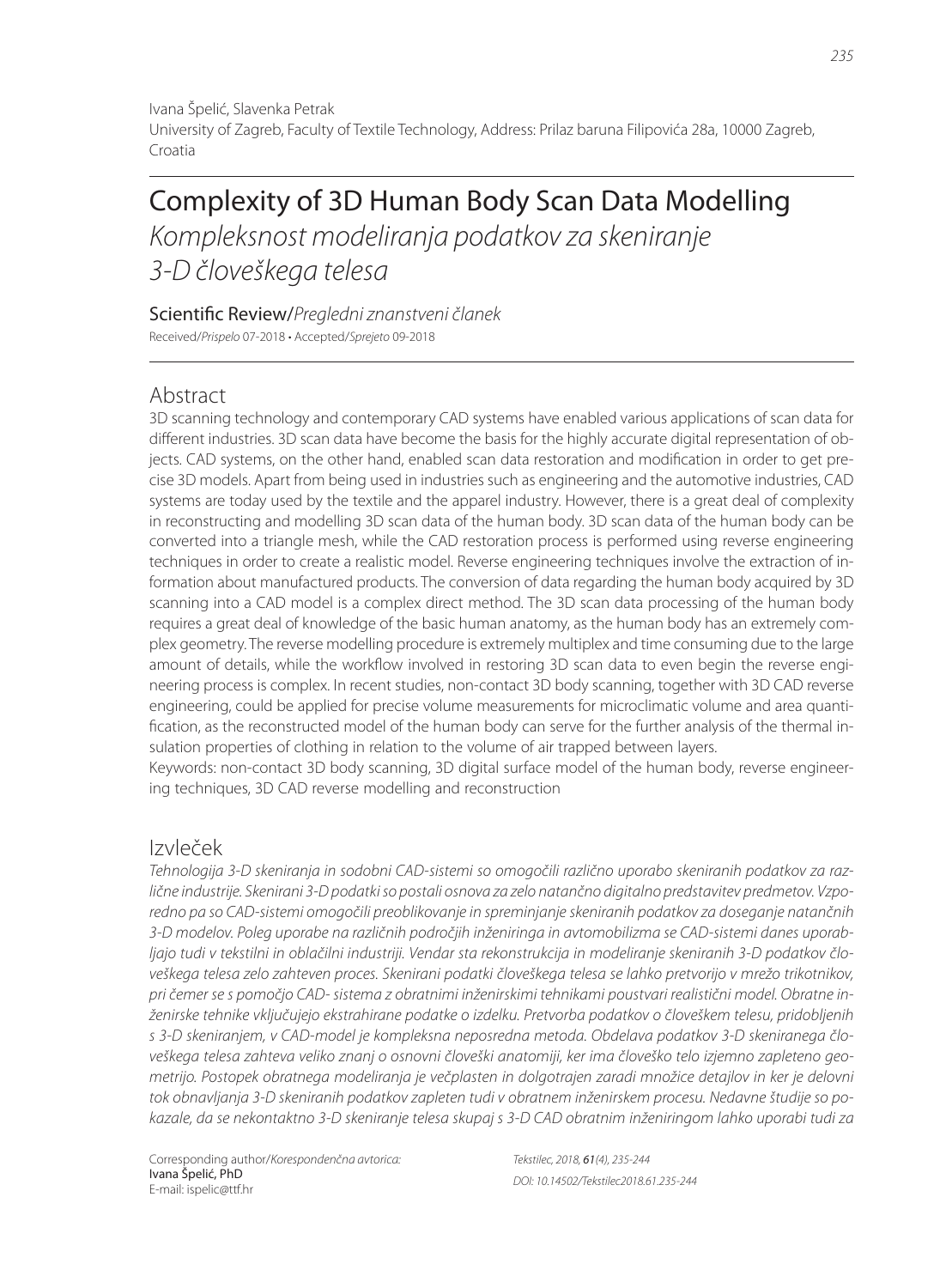Ivana Špelić, Slavenka Petrak

University of Zagreb, Faculty of Textile Technology, Address: Prilaz baruna Filipovića 28a, 10000 Zagreb, Croatia

# Complexity of 3D Human Body Scan Data Modelling

## *Kompleksnost modeliranja podatkov za skeniranje 3-D človeškega telesa*

Scientific Review/*Pregledni znanstveni članek*

Received/*Prispelo* 07-2018 • Accepted/*Sprejeto* 09-2018

## Abstract

3D scanning technology and contemporary CAD systems have enabled various applications of scan data for different industries. 3D scan data have become the basis for the highly accurate digital representation of objects. CAD systems, on the other hand, enabled scan data restoration and modification in order to get precise 3D models. Apart from being used in industries such as engineering and the automotive industries, CAD systems are today used by the textile and the apparel industry. However, there is a great deal of complexity in reconstructing and modelling 3D scan data of the human body. 3D scan data of the human body can be converted into a triangle mesh, while the CAD restoration process is performed using reverse engineering techniques in order to create a realistic model. Reverse engineering techniques involve the extraction of information about manufactured products. The conversion of data regarding the human body acquired by 3D scanning into a CAD model is a complex direct method. The 3D scan data processing of the human body requires a great deal of knowledge of the basic human anatomy, as the human body has an extremely complex geometry. The reverse modelling procedure is extremely multiplex and time consuming due to the large amount of details, while the workflow involved in restoring 3D scan data to even begin the reverse engineering process is complex. In recent studies, non-contact 3D body scanning, together with 3D CAD reverse engineering, could be applied for precise volume measurements for microclimatic volume and area quantification, as the reconstructed model of the human body can serve for the further analysis of the thermal insulation properties of clothing in relation to the volume of air trapped between layers.

Keywords: non-contact 3D body scanning, 3D digital surface model of the human body, reverse engineering techniques, 3D CAD reverse modelling and reconstruction

## Izvleček

*Tehnologija 3-D skeniranja in sodobni CAD-sistemi so omogočili različno uporabo skeniranih podatkov za različne industrije. Skenirani 3-D podatki so postali osnova za zelo natančno digitalno predstavitev predmetov. Vzporedno pa so CAD-sistemi omogočili preoblikovanje in spreminjanje skeniranih podatkov za doseganje natančnih 3-D modelov. Poleg uporabe na različnih področjih inženiringa in avtomobilizma se CAD-sistemi danes uporabljajo tudi v tekstilni in oblačilni industriji. Vendar sta rekonstrukcija in modeliranje skeniranih 3-D podatkov človeškega telesa zelo zahteven proces. Skenirani podatki človeškega telesa se lahko pretvorijo v mrežo trikotnikov, pri čemer se s pomočjo CAD- sistema z obratnimi inženirskimi tehnikami poustvari realistični model. Obratne inženirske tehnike vključujejo ekstrahirane podatke o izdelku. Pretvorba podatkov o človeškem telesu, pridobljenih s 3-D skeniranjem, v CAD-model je kompleksna neposredna metoda. Obdelava podatkov 3-D skeniranega človeškega telesa zahteva veliko znanj o osnovni človeški anatomiji, ker ima človeško telo izjemno zapleteno geometrijo. Postopek obratnega modeliranja je večplasten in dolgotrajen zaradi množice detajlov in ker je delovni tok obnavljanja 3-D skeniranih podatkov zapleten tudi v obratnem inženirskem procesu. Nedavne študije so pokazale, da se nekontaktno 3-D skeniranje telesa skupaj s 3-D CAD obratnim inženiringom lahko uporabi tudi za*

Corresponding author/*Korespondenčna avtorica:*
Ivana Špelić, PhD
E-mail: ispelic@ttf.hr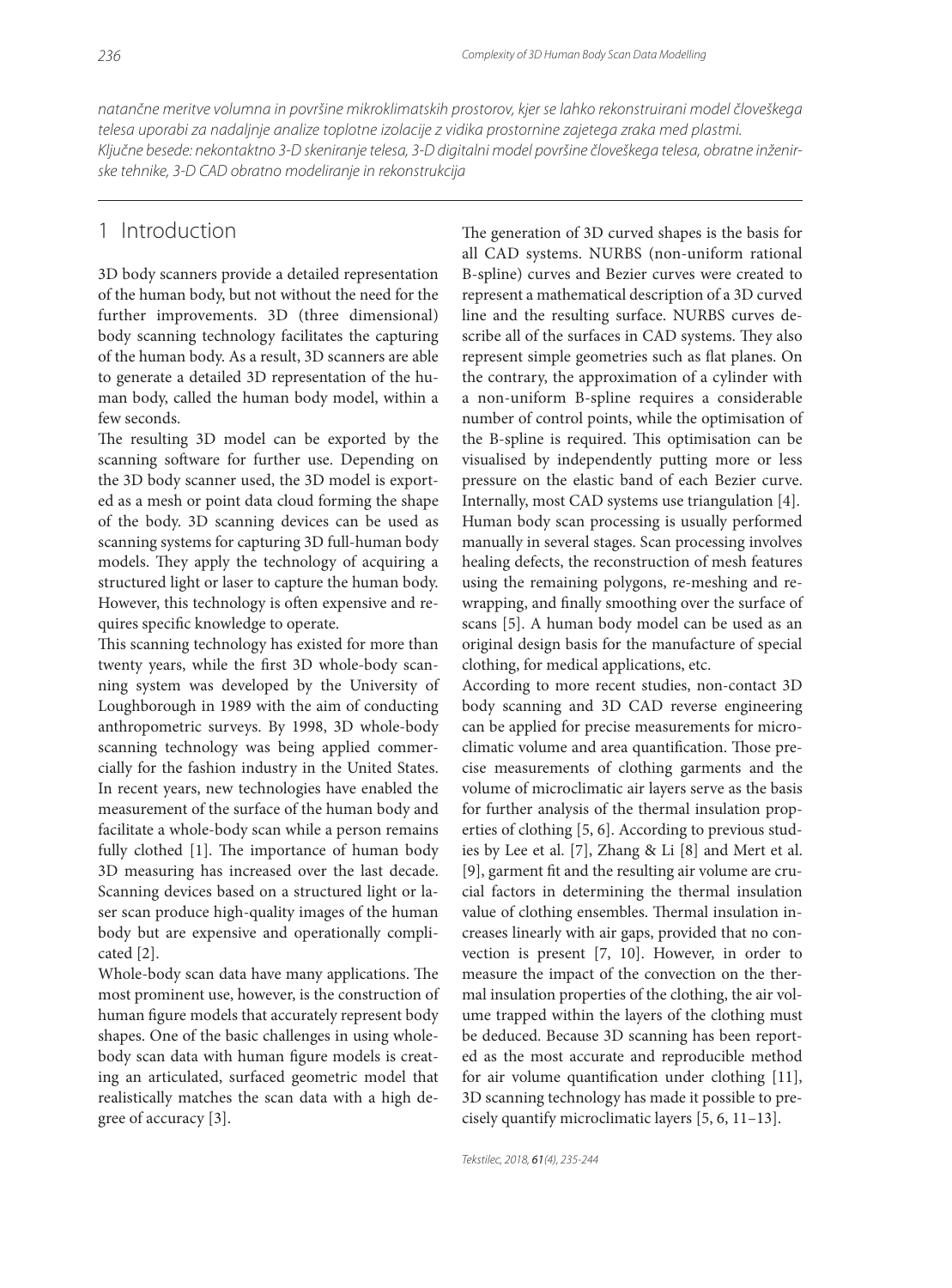*natančne meritve volumna in površine mikroklimatskih prostorov, kjer se lahko rekonstruirani model človeškega telesa uporabi za nadaljnje analize toplotne izolacije z vidika prostornine zajetega zraka med plastmi.*
*Ključne besede: nekontaktno 3-D skeniranje telesa, 3-D digitalni model površine človeškega telesa, obratne inženirske tehnike, 3-D CAD obratno modeliranje in rekonstrukcija*

## 1 Introduction

3D body scanners provide a detailed representation of the human body, but not without the need for the further improvements. 3D (three dimensional) body scanning technology facilitates the capturing of the human body. As a result, 3D scanners are able to generate a detailed 3D representation of the human body, called the human body model, within a few seconds.

The resulting 3D model can be exported by the scanning software for further use. Depending on the 3D body scanner used, the 3D model is exported as a mesh or point data cloud forming the shape of the body. 3D scanning devices can be used as scanning systems for capturing 3D full-human body models. They apply the technology of acquiring a structured light or laser to capture the human body. However, this technology is often expensive and requires specific knowledge to operate.

This scanning technology has existed for more than twenty years, while the first 3D whole-body scanning system was developed by the University of Loughborough in 1989 with the aim of conducting anthropometric surveys. By 1998, 3D whole-body scanning technology was being applied commercially for the fashion industry in the United States. In recent years, new technologies have enabled the measurement of the surface of the human body and facilitate a whole-body scan while a person remains fully clothed [1]. The importance of human body 3D measuring has increased over the last decade. Scanning devices based on a structured light or laser scan produce high-quality images of the human body but are expensive and operationally complicated [2].

Whole-body scan data have many applications. The most prominent use, however, is the construction of human figure models that accurately represent body shapes. One of the basic challenges in using whole-body scan data with human figure models is creating an articulated, surfaced geometric model that realistically matches the scan data with a high degree of accuracy [3].

The generation of 3D curved shapes is the basis for all CAD systems. NURBS (non-uniform rational B-spline) curves and Bezier curves were created to represent a mathematical description of a 3D curved line and the resulting surface. NURBS curves describe all of the surfaces in CAD systems. They also represent simple geometries such as flat planes. On the contrary, the approximation of a cylinder with a non-uniform B-spline requires a considerable number of control points, while the optimisation of the B-spline is required. This optimisation can be visualised by independently putting more or less pressure on the elastic band of each Bezier curve. Internally, most CAD systems use triangulation [4].

Human body scan processing is usually performed manually in several stages. Scan processing involves healing defects, the reconstruction of mesh features using the remaining polygons, re-meshing and re-wrapping, and finally smoothing over the surface of scans [5]. A human body model can be used as an original design basis for the manufacture of special clothing, for medical applications, etc.

According to more recent studies, non-contact 3D body scanning and 3D CAD reverse engineering can be applied for precise measurements for microclimatic volume and area quantification. Those precise measurements of clothing garments and the volume of microclimatic air layers serve as the basis for further analysis of the thermal insulation properties of clothing [5, 6]. According to previous studies by Lee et al. [7], Zhang & Li [8] and Mert et al. [9], garment fit and the resulting air volume are crucial factors in determining the thermal insulation value of clothing ensembles. Thermal insulation increases linearly with air gaps, provided that no convection is present [7, 10]. However, in order to measure the impact of the convection on the thermal insulation properties of the clothing, the air volume trapped within the layers of the clothing must be deduced. Because 3D scanning has been reported as the most accurate and reproducible method for air volume quantification under clothing [11], 3D scanning technology has made it possible to precisely quantify microclimatic layers [5, 6, 11–13].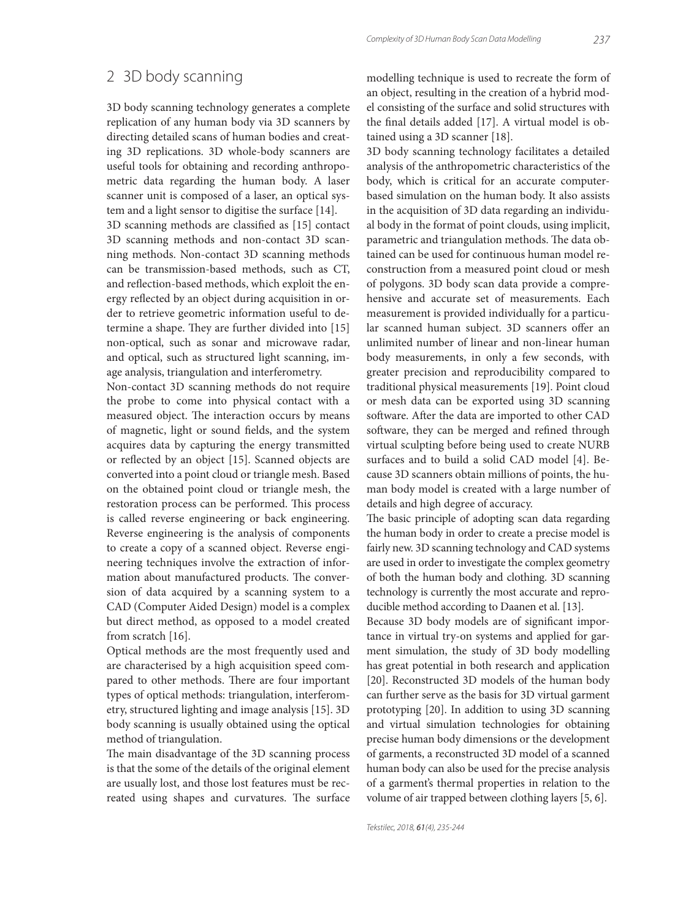## 2 3D body scanning

3D body scanning technology generates a complete replication of any human body via 3D scanners by directing detailed scans of human bodies and creating 3D replications. 3D whole-body scanners are useful tools for obtaining and recording anthropometric data regarding the human body. A laser scanner unit is composed of a laser, an optical system and a light sensor to digitise the surface [14].

3D scanning methods are classified as [15] contact 3D scanning methods and non-contact 3D scanning methods. Non-contact 3D scanning methods can be transmission-based methods, such as CT, and reflection-based methods, which exploit the energy reflected by an object during acquisition in order to retrieve geometric information useful to determine a shape. They are further divided into [15] non-optical, such as sonar and microwave radar, and optical, such as structured light scanning, image analysis, triangulation and interferometry.

Non-contact 3D scanning methods do not require the probe to come into physical contact with a measured object. The interaction occurs by means of magnetic, light or sound fields, and the system acquires data by capturing the energy transmitted or reflected by an object [15]. Scanned objects are converted into a point cloud or triangle mesh. Based on the obtained point cloud or triangle mesh, the restoration process can be performed. This process is called reverse engineering or back engineering. Reverse engineering is the analysis of components to create a copy of a scanned object. Reverse engineering techniques involve the extraction of information about manufactured products. The conversion of data acquired by a scanning system to a CAD (Computer Aided Design) model is a complex but direct method, as opposed to a model created from scratch [16].

Optical methods are the most frequently used and are characterised by a high acquisition speed compared to other methods. There are four important types of optical methods: triangulation, interferometry, structured lighting and image analysis [15]. 3D body scanning is usually obtained using the optical method of triangulation.

The main disadvantage of the 3D scanning process is that the some of the details of the original element are usually lost, and those lost features must be recreated using shapes and curvatures. The surface modelling technique is used to recreate the form of an object, resulting in the creation of a hybrid model consisting of the surface and solid structures with the final details added [17]. A virtual model is obtained using a 3D scanner [18].

3D body scanning technology facilitates a detailed analysis of the anthropometric characteristics of the body, which is critical for an accurate computer-based simulation on the human body. It also assists in the acquisition of 3D data regarding an individual body in the format of point clouds, using implicit, parametric and triangulation methods. The data obtained can be used for continuous human model reconstruction from a measured point cloud or mesh of polygons. 3D body scan data provide a comprehensive and accurate set of measurements. Each measurement is provided individually for a particular scanned human subject. 3D scanners offer an unlimited number of linear and non-linear human body measurements, in only a few seconds, with greater precision and reproducibility compared to traditional physical measurements [19]. Point cloud or mesh data can be exported using 3D scanning software. After the data are imported to other CAD software, they can be merged and refined through virtual sculpting before being used to create NURB surfaces and to build a solid CAD model [4]. Because 3D scanners obtain millions of points, the human body model is created with a large number of details and high degree of accuracy.

The basic principle of adopting scan data regarding the human body in order to create a precise model is fairly new. 3D scanning technology and CAD systems are used in order to investigate the complex geometry of both the human body and clothing. 3D scanning technology is currently the most accurate and reproducible method according to Daanen et al. [13].

Because 3D body models are of significant importance in virtual try-on systems and applied for garment simulation, the study of 3D body modelling has great potential in both research and application [20]. Reconstructed 3D models of the human body can further serve as the basis for 3D virtual garment prototyping [20]. In addition to using 3D scanning and virtual simulation technologies for obtaining precise human body dimensions or the development of garments, a reconstructed 3D model of a scanned human body can also be used for the precise analysis of a garment's thermal properties in relation to the volume of air trapped between clothing layers [5, 6].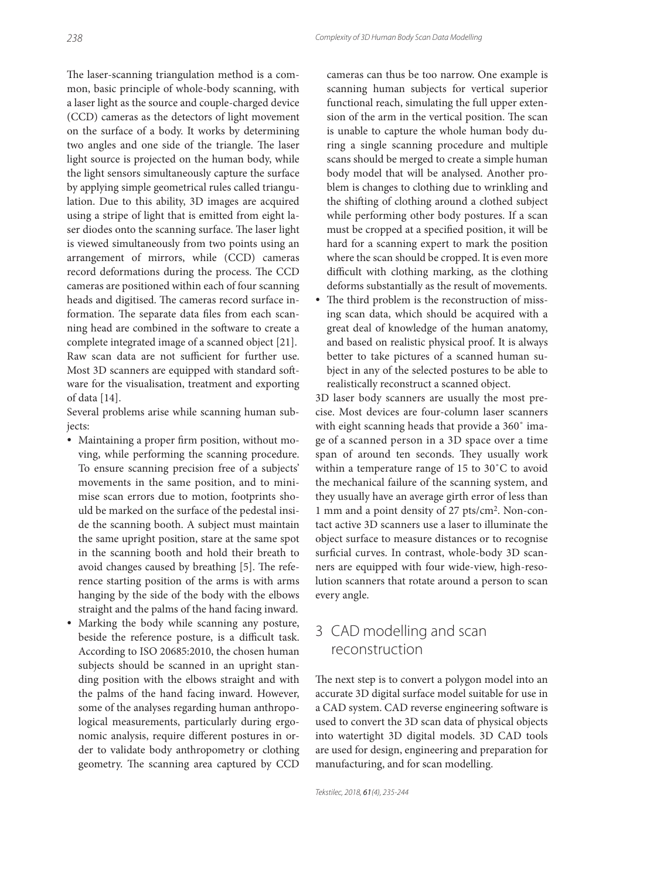The laser-scanning triangulation method is a common, basic principle of whole-body scanning, with a laser light as the source and couple-charged device (CCD) cameras as the detectors of light movement on the surface of a body. It works by determining two angles and one side of the triangle. The laser light source is projected on the human body, while the light sensors simultaneously capture the surface by applying simple geometrical rules called triangulation. Due to this ability, 3D images are acquired using a stripe of light that is emitted from eight laser diodes onto the scanning surface. The laser light is viewed simultaneously from two points using an arrangement of mirrors, while (CCD) cameras record deformations during the process. The CCD cameras are positioned within each of four scanning heads and digitised. The cameras record surface information. The separate data files from each scanning head are combined in the software to create a complete integrated image of a scanned object [21]. Raw scan data are not sufficient for further use. Most 3D scanners are equipped with standard software for the visualisation, treatment and exporting of data [14].

Several problems arise while scanning human subjects:

- Maintaining a proper firm position, without moving, while performing the scanning procedure. To ensure scanning precision free of a subjects' movements in the same position, and to minimise scan errors due to motion, footprints should be marked on the surface of the pedestal inside the scanning booth. A subject must maintain the same upright position, stare at the same spot in the scanning booth and hold their breath to avoid changes caused by breathing [5]. The reference starting position of the arms is with arms hanging by the side of the body with the elbows straight and the palms of the hand facing inward.
- Marking the body while scanning any posture, beside the reference posture, is a difficult task. According to ISO 20685:2010, the chosen human subjects should be scanned in an upright standing position with the elbows straight and with the palms of the hand facing inward. However, some of the analyses regarding human anthropological measurements, particularly during ergonomic analysis, require different postures in order to validate body anthropometry or clothing geometry. The scanning area captured by CCD cameras can thus be too narrow. One example is scanning human subjects for vertical superior functional reach, simulating the full upper extension of the arm in the vertical position. The scan is unable to capture the whole human body during a single scanning procedure and multiple scans should be merged to create a simple human body model that will be analysed. Another problem is changes to clothing due to wrinkling and the shifting of clothing around a clothed subject while performing other body postures. If a scan must be cropped at a specified position, it will be hard for a scanning expert to mark the position where the scan should be cropped. It is even more difficult with clothing marking, as the clothing deforms substantially as the result of movements.
- The third problem is the reconstruction of missing scan data, which should be acquired with a great deal of knowledge of the human anatomy, and based on realistic physical proof. It is always better to take pictures of a scanned human subject in any of the selected postures to be able to realistically reconstruct a scanned object.

3D laser body scanners are usually the most precise. Most devices are four-column laser scanners with eight scanning heads that provide a 360˚ image of a scanned person in a 3D space over a time span of around ten seconds. They usually work within a temperature range of 15 to 30˚C to avoid the mechanical failure of the scanning system, and they usually have an average girth error of less than 1 mm and a point density of 27 pts/cm$^2$. Non-contact active 3D scanners use a laser to illuminate the object surface to measure distances or to recognise surficial curves. In contrast, whole-body 3D scanners are equipped with four wide-view, high-resolution scanners that rotate around a person to scan every angle.

## 3 CAD modelling and scan reconstruction

The next step is to convert a polygon model into an accurate 3D digital surface model suitable for use in a CAD system. CAD reverse engineering software is used to convert the 3D scan data of physical objects into watertight 3D digital models. 3D CAD tools are used for design, engineering and preparation for manufacturing, and for scan modelling.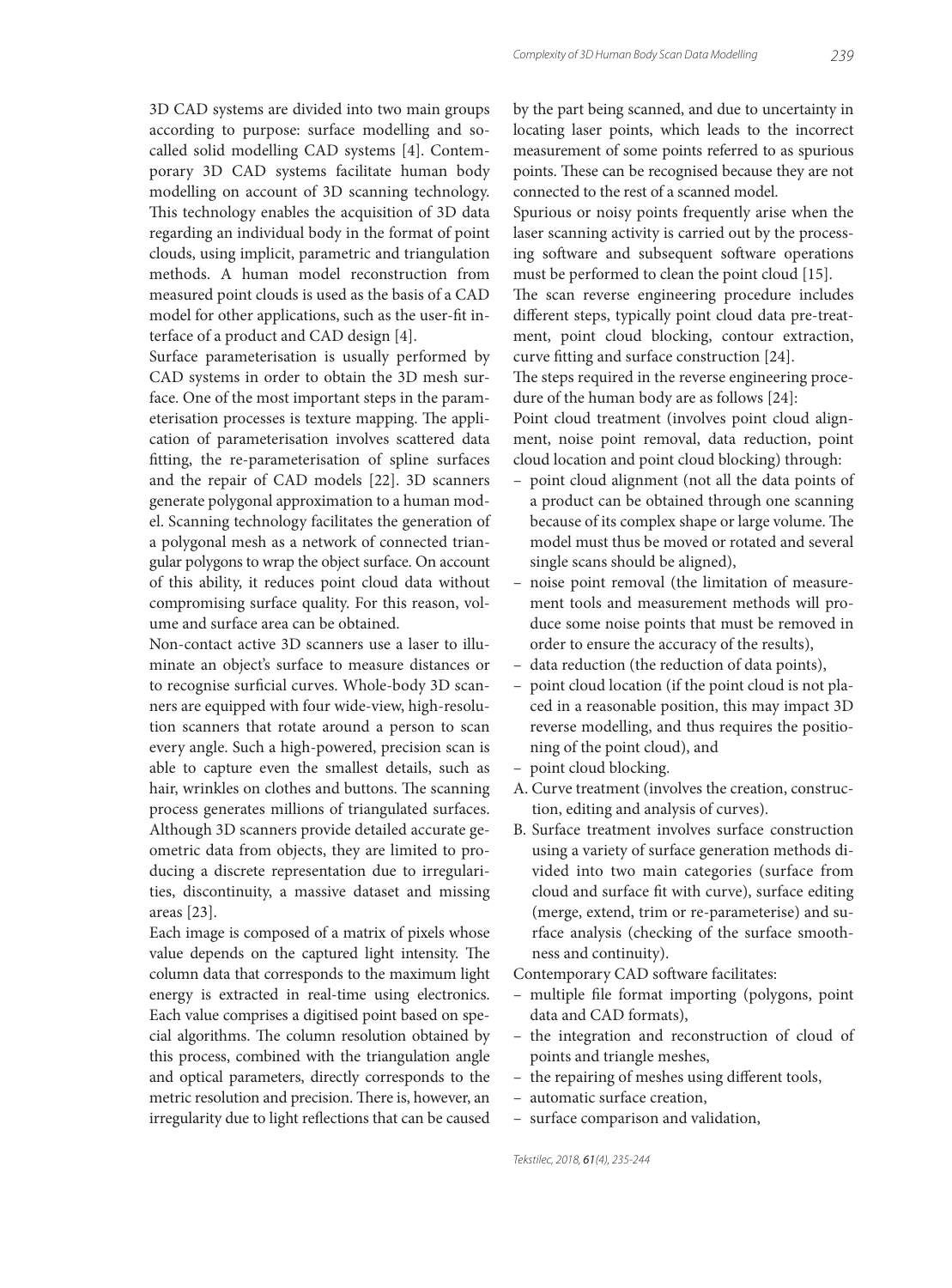3D CAD systems are divided into two main groups according to purpose: surface modelling and so-called solid modelling CAD systems [4]. Contemporary 3D CAD systems facilitate human body modelling on account of 3D scanning technology. This technology enables the acquisition of 3D data regarding an individual body in the format of point clouds, using implicit, parametric and triangulation methods. A human model reconstruction from measured point clouds is used as the basis of a CAD model for other applications, such as the user-fit interface of a product and CAD design [4].

Surface parameterisation is usually performed by CAD systems in order to obtain the 3D mesh surface. One of the most important steps in the parameterisation processes is texture mapping. The application of parameterisation involves scattered data fitting, the re-parameterisation of spline surfaces and the repair of CAD models [22]. 3D scanners generate polygonal approximation to a human model. Scanning technology facilitates the generation of a polygonal mesh as a network of connected triangular polygons to wrap the object surface. On account of this ability, it reduces point cloud data without compromising surface quality. For this reason, volume and surface area can be obtained.

Non-contact active 3D scanners use a laser to illuminate an object's surface to measure distances or to recognise surficial curves. Whole-body 3D scanners are equipped with four wide-view, high-resolution scanners that rotate around a person to scan every angle. Such a high-powered, precision scan is able to capture even the smallest details, such as hair, wrinkles on clothes and buttons. The scanning process generates millions of triangulated surfaces. Although 3D scanners provide detailed accurate geometric data from objects, they are limited to producing a discrete representation due to irregularities, discontinuity, a massive dataset and missing areas [23].

Each image is composed of a matrix of pixels whose value depends on the captured light intensity. The column data that corresponds to the maximum light energy is extracted in real-time using electronics. Each value comprises a digitised point based on special algorithms. The column resolution obtained by this process, combined with the triangulation angle and optical parameters, directly corresponds to the metric resolution and precision. There is, however, an irregularity due to light reflections that can be caused by the part being scanned, and due to uncertainty in locating laser points, which leads to the incorrect measurement of some points referred to as spurious points. These can be recognised because they are not connected to the rest of a scanned model.

Spurious or noisy points frequently arise when the laser scanning activity is carried out by the processing software and subsequent software operations must be performed to clean the point cloud [15].

The scan reverse engineering procedure includes different steps, typically point cloud data pre-treatment, point cloud blocking, contour extraction, curve fitting and surface construction [24].

The steps required in the reverse engineering procedure of the human body are as follows [24]:

Point cloud treatment (involves point cloud alignment, noise point removal, data reduction, point cloud location and point cloud blocking) through:

- point cloud alignment (not all the data points of a product can be obtained through one scanning because of its complex shape or large volume. The model must thus be moved or rotated and several single scans should be aligned),
- noise point removal (the limitation of measurement tools and measurement methods will produce some noise points that must be removed in order to ensure the accuracy of the results),
- data reduction (the reduction of data points),
- point cloud location (if the point cloud is not placed in a reasonable position, this may impact 3D reverse modelling, and thus requires the positioning of the point cloud), and
- point cloud blocking.

A. Curve treatment (involves the creation, construction, editing and analysis of curves).

B. Surface treatment involves surface construction using a variety of surface generation methods divided into two main categories (surface from cloud and surface fit with curve), surface editing (merge, extend, trim or re-parameterise) and surface analysis (checking of the surface smoothness and continuity).

Contemporary CAD software facilitates:

- multiple file format importing (polygons, point data and CAD formats),
- the integration and reconstruction of cloud of points and triangle meshes,
- the repairing of meshes using different tools,
- automatic surface creation,
- surface comparison and validation,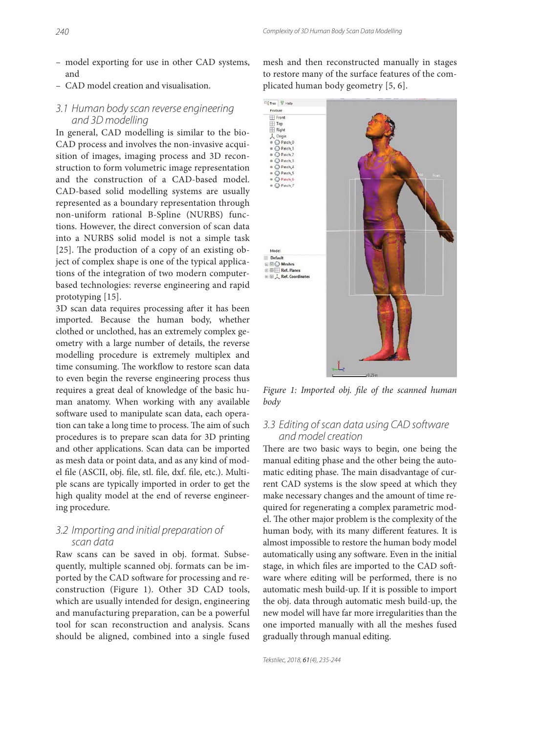– model exporting for use in other CAD systems, and
– CAD model creation and visualisation.

### 3.1 Human body scan reverse engineering and 3D modelling

In general, CAD modelling is similar to the bio-CAD process and involves the non-invasive acquisition of images, imaging process and 3D reconstruction to form volumetric image representation and the construction of a CAD-based model. CAD-based solid modelling systems are usually represented as a boundary representation through non-uniform rational B-Spline (NURBS) functions. However, the direct conversion of scan data into a NURBS solid model is not a simple task [25]. The production of a copy of an existing object of complex shape is one of the typical applications of the integration of two modern computer-based technologies: reverse engineering and rapid prototyping [15].

3D scan data requires processing after it has been imported. Because the human body, whether clothed or unclothed, has an extremely complex geometry with a large number of details, the reverse modelling procedure is extremely multiplex and time consuming. The workflow to restore scan data to even begin the reverse engineering process thus requires a great deal of knowledge of the basic human anatomy. When working with any available software used to manipulate scan data, each operation can take a long time to process. The aim of such procedures is to prepare scan data for 3D printing and other applications. Scan data can be imported as mesh data or point data, and as any kind of model file (ASCII, obj. file, stl. file, dxf. file, etc.). Multiple scans are typically imported in order to get the high quality model at the end of reverse engineering procedure.

### 3.2 Importing and initial preparation of scan data

Raw scans can be saved in obj. format. Subsequently, multiple scanned obj. formats can be imported by the CAD software for processing and reconstruction (Figure 1). Other 3D CAD tools, which are usually intended for design, engineering and manufacturing preparation, can be a powerful tool for scan reconstruction and analysis. Scans should be aligned, combined into a single fused mesh and then reconstructed manually in stages to restore many of the surface features of the complicated human body geometry [5, 6].

*Figure 1: Imported obj. file of the scanned human body*

### 3.3 Editing of scan data using CAD software and model creation

There are two basic ways to begin, one being the manual editing phase and the other being the automatic editing phase. The main disadvantage of current CAD systems is the slow speed at which they make necessary changes and the amount of time required for regenerating a complex parametric model. The other major problem is the complexity of the human body, with its many different features. It is almost impossible to restore the human body model automatically using any software. Even in the initial stage, in which files are imported to the CAD software where editing will be performed, there is no automatic mesh build-up. If it is possible to import the obj. data through automatic mesh build-up, the new model will have far more irregularities than the one imported manually with all the meshes fused gradually through manual editing.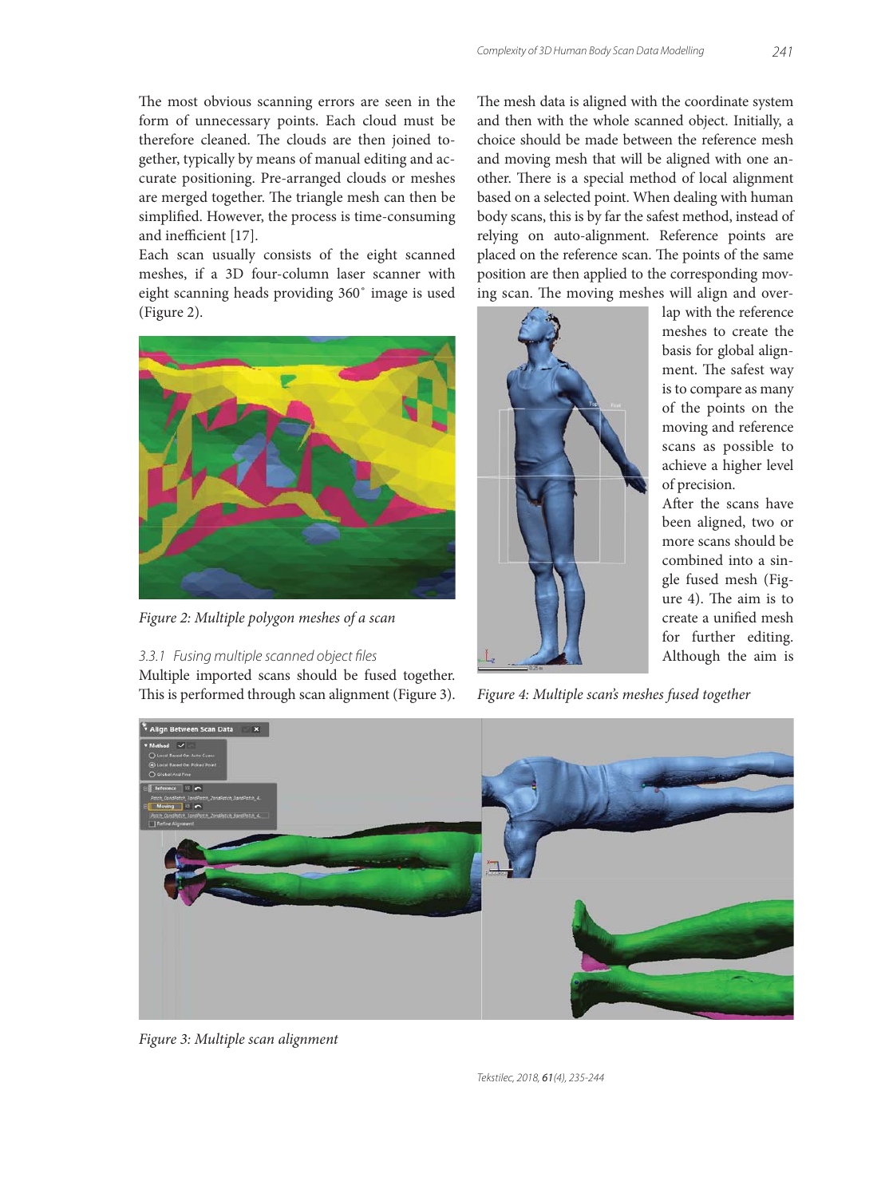The most obvious scanning errors are seen in the form of unnecessary points. Each cloud must be therefore cleaned. The clouds are then joined together, typically by means of manual editing and accurate positioning. Pre-arranged clouds or meshes are merged together. The triangle mesh can then be simplified. However, the process is time-consuming and inefficient [17].

Each scan usually consists of the eight scanned meshes, if a 3D four-column laser scanner with eight scanning heads providing 360˚ image is used (Figure 2).

*Figure 2: Multiple polygon meshes of a scan*

### 3.3.1 Fusing multiple scanned object files

Multiple imported scans should be fused together. This is performed through scan alignment (Figure 3).

The mesh data is aligned with the coordinate system and then with the whole scanned object. Initially, a choice should be made between the reference mesh and moving mesh that will be aligned with one another. There is a special method of local alignment based on a selected point. When dealing with human body scans, this is by far the safest method, instead of relying on auto-alignment. Reference points are placed on the reference scan. The points of the same position are then applied to the corresponding moving scan. The moving meshes will align and overlap with the reference meshes to create the basis for global alignment. The safest way is to compare as many of the points on the moving and reference scans as possible to achieve a higher level of precision.

After the scans have been aligned, two or more scans should be combined into a single fused mesh (Figure 4). The aim is to create a unified mesh for further editing. Although the aim is

*Figure 4: Multiple scan's meshes fused together*

*Figure 3: Multiple scan alignment*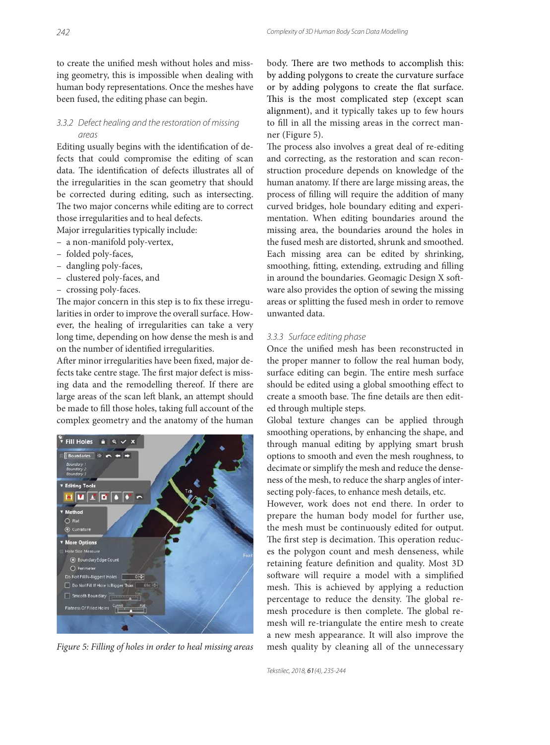to create the unified mesh without holes and missing geometry, this is impossible when dealing with human body representations. Once the meshes have been fused, the editing phase can begin.

### *3.3.2 Defect healing and the restoration of missing areas*

Editing usually begins with the identification of defects that could compromise the editing of scan data. The identification of defects illustrates all of the irregularities in the scan geometry that should be corrected during editing, such as intersecting. The two major concerns while editing are to correct those irregularities and to heal defects.

Major irregularities typically include:

- a non-manifold poly-vertex,
- folded poly-faces,
- dangling poly-faces,
- clustered poly-faces, and
- crossing poly-faces.

The major concern in this step is to fix these irregularities in order to improve the overall surface. However, the healing of irregularities can take a very long time, depending on how dense the mesh is and on the number of identified irregularities.

After minor irregularities have been fixed, major defects take centre stage. The first major defect is missing data and the remodelling thereof. If there are large areas of the scan left blank, an attempt should be made to fill those holes, taking full account of the complex geometry and the anatomy of the human body. There are two methods to accomplish this: by adding polygons to create the curvature surface or by adding polygons to create the flat surface. This is the most complicated step (except scan alignment), and it typically takes up to few hours to fill in all the missing areas in the correct manner (Figure 5).

*Figure 5: Filling of holes in order to heal missing areas*

The process also involves a great deal of re-editing and correcting, as the restoration and scan reconstruction procedure depends on knowledge of the human anatomy. If there are large missing areas, the process of filling will require the addition of many curved bridges, hole boundary editing and experimentation. When editing boundaries around the missing area, the boundaries around the holes in the fused mesh are distorted, shrunk and smoothed. Each missing area can be edited by shrinking, smoothing, fitting, extending, extruding and filling in around the boundaries. Geomagic Design X software also provides the option of sewing the missing areas or splitting the fused mesh in order to remove unwanted data.

### *3.3.3 Surface editing phase*

Once the unified mesh has been reconstructed in the proper manner to follow the real human body, surface editing can begin. The entire mesh surface should be edited using a global smoothing effect to create a smooth base. The fine details are then edited through multiple steps.

Global texture changes can be applied through smoothing operations, by enhancing the shape, and through manual editing by applying smart brush options to smooth and even the mesh roughness, to decimate or simplify the mesh and reduce the denseness of the mesh, to reduce the sharp angles of intersecting poly-faces, to enhance mesh details, etc.

However, work does not end there. In order to prepare the human body model for further use, the mesh must be continuously edited for output. The first step is decimation. This operation reduces the polygon count and mesh denseness, while retaining feature definition and quality. Most 3D software will require a model with a simplified mesh. This is achieved by applying a reduction percentage to reduce the density. The global remesh procedure is then complete. The global remesh will re-triangulate the entire mesh to create a new mesh appearance. It will also improve the mesh quality by cleaning all of the unnecessary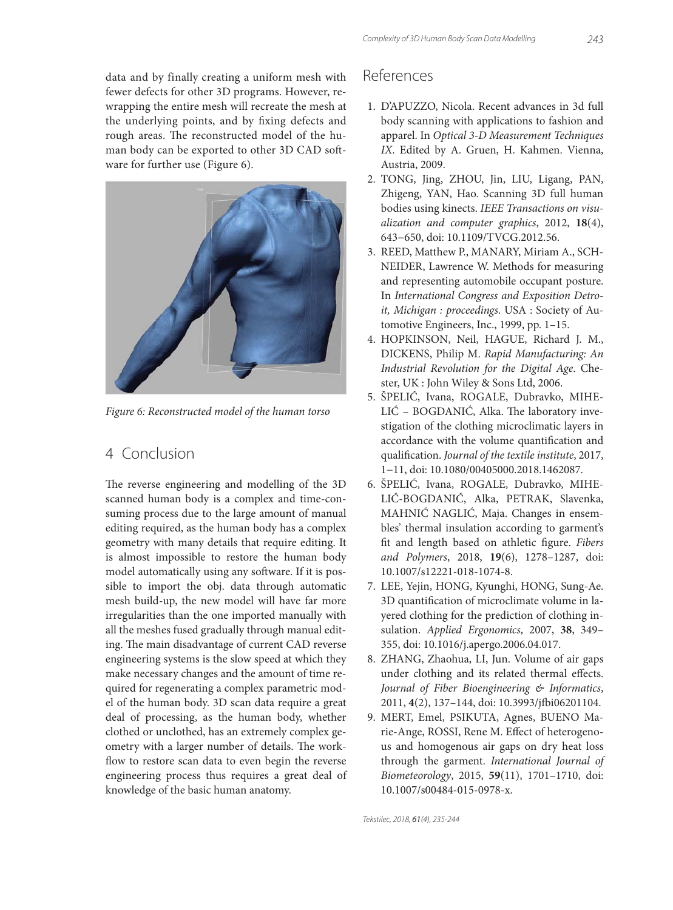data and by finally creating a uniform mesh with fewer defects for other 3D programs. However, re-wrapping the entire mesh will recreate the mesh at the underlying points, and by fixing defects and rough areas. The reconstructed model of the human body can be exported to other 3D CAD software for further use (Figure 6).

*Figure 6: Reconstructed model of the human torso*

## 4 Conclusion

The reverse engineering and modelling of the 3D scanned human body is a complex and time-consuming process due to the large amount of manual editing required, as the human body has a complex geometry with many details that require editing. It is almost impossible to restore the human body model automatically using any software. If it is possible to import the obj. data through automatic mesh build-up, the new model will have far more irregularities than the one imported manually with all the meshes fused gradually through manual editing. The main disadvantage of current CAD reverse engineering systems is the slow speed at which they make necessary changes and the amount of time required for regenerating a complex parametric model of the human body. 3D scan data require a great deal of processing, as the human body, whether clothed or unclothed, has an extremely complex geometry with a larger number of details. The workflow to restore scan data to even begin the reverse engineering process thus requires a great deal of knowledge of the basic human anatomy.

## References

1. D'APUZZO, Nicola. Recent advances in 3d full body scanning with applications to fashion and apparel. In *Optical 3-D Measurement Techniques IX*. Edited by A. Gruen, H. Kahmen. Vienna, Austria, 2009.
2. TONG, Jing, ZHOU, Jin, LIU, Ligang, PAN, Zhigeng, YAN, Hao. Scanning 3D full human bodies using kinects. *IEEE Transactions on visualization and computer graphics*, 2012, **18**(4), 643–650, doi: 10.1109/TVCG.2012.56.
3. REED, Matthew P., MANARY, Miriam A., SCHNEIDER, Lawrence W. Methods for measuring and representing automobile occupant posture. In *International Congress and Exposition Detroit, Michigan : proceedings*. USA : Society of Automotive Engineers, Inc., 1999, pp. 1–15.
4. HOPKINSON, Neil, HAGUE, Richard J. M., DICKENS, Philip M. *Rapid Manufacturing: An Industrial Revolution for the Digital Age*. Chester, UK : John Wiley & Sons Ltd, 2006.
5. ŠPELIĆ, Ivana, ROGALE, Dubravko, MIHELIĆ – BOGDANIĆ, Alka. The laboratory investigation of the clothing microclimatic layers in accordance with the volume quantification and qualification. *Journal of the textile institute*, 2017, 1–11, doi: 10.1080/00405000.2018.1462087.
6. ŠPELIĆ, Ivana, ROGALE, Dubravko, MIHELIĆ-BOGDANIĆ, Alka, PETRAK, Slavenka, MAHNIĆ NAGLIĆ, Maja. Changes in ensembles' thermal insulation according to garment's fit and length based on athletic figure. *Fibers and Polymers*, 2018, **19**(6), 1278–1287, doi: 10.1007/s12221-018-1074-8.
7. LEE, Yejin, HONG, Kyunghi, HONG, Sung-Ae. 3D quantification of microclimate volume in layered clothing for the prediction of clothing insulation. *Applied Ergonomics*, 2007, **38**, 349–355, doi: 10.1016/j.apergo.2006.04.017.
8. ZHANG, Zhaohua, LI, Jun. Volume of air gaps under clothing and its related thermal effects. *Journal of Fiber Bioengineering & Informatics*, 2011, **4**(2), 137–144, doi: 10.3993/jfbi06201104.
9. MERT, Emel, PSIKUTA, Agnes, BUENO Marie-Ange, ROSSI, Rene M. Effect of heterogenous and homogenous air gaps on dry heat loss through the garment. *International Journal of Biometeorology*, 2015, **59**(11), 1701–1710, doi: 10.1007/s00484-015-0978-x.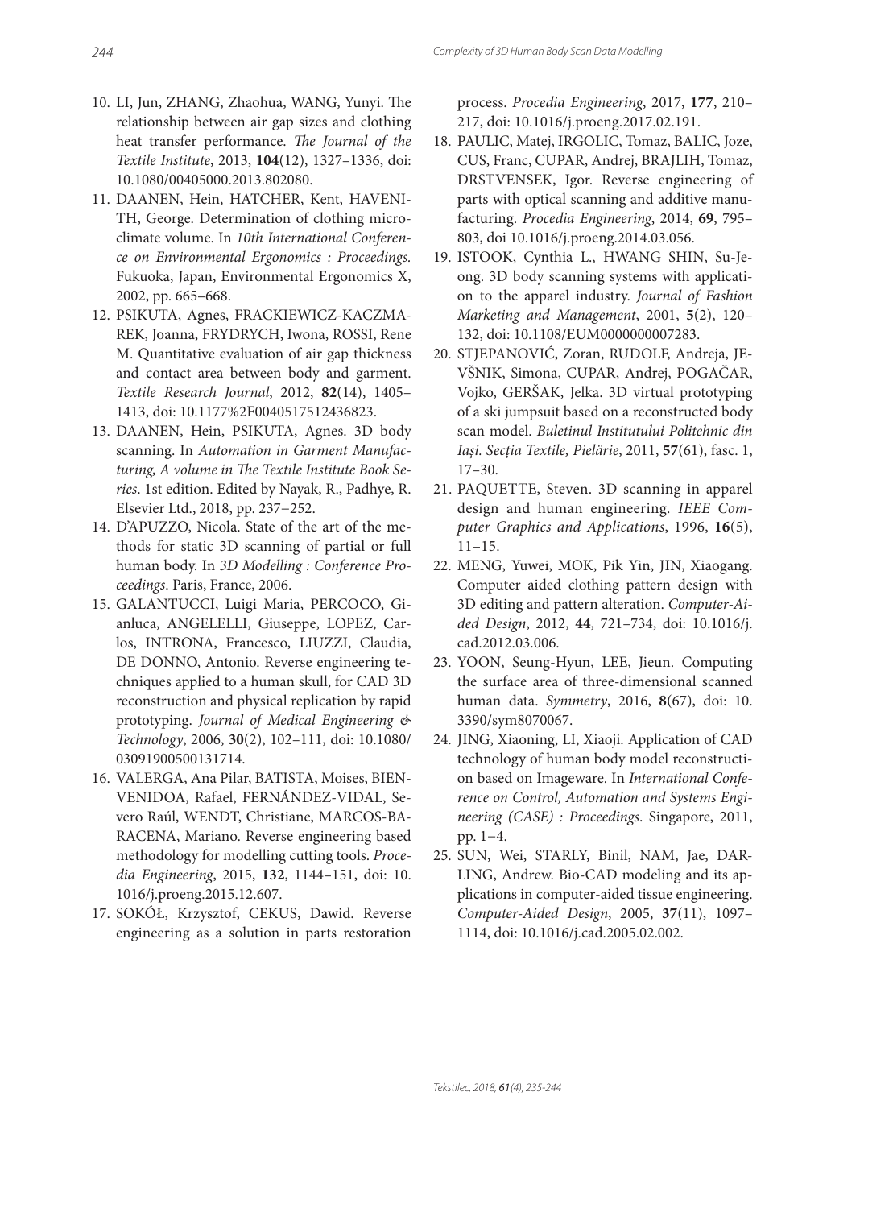10. LI, Jun, ZHANG, Zhaohua, WANG, Yunyi. The relationship between air gap sizes and clothing heat transfer performance. *The Journal of the Textile Institute*, 2013, **104**(12), 1327–1336, doi: 10.1080/00405000.2013.802080.
11. DAANEN, Hein, HATCHER, Kent, HAVENITH, George. Determination of clothing microclimate volume. In *10th International Conference on Environmental Ergonomics : Proceedings*. Fukuoka, Japan, Environmental Ergonomics X, 2002, pp. 665–668.
12. PSIKUTA, Agnes, FRACKIEWICZ-KACZMAREK, Joanna, FRYDRYCH, Iwona, ROSSI, Rene M. Quantitative evaluation of air gap thickness and contact area between body and garment. *Textile Research Journal*, 2012, **82**(14), 1405–1413, doi: 10.1177%2F0040517512436823.
13. DAANEN, Hein, PSIKUTA, Agnes. 3D body scanning. In *Automation in Garment Manufacturing, A volume in The Textile Institute Book Series*. 1st edition. Edited by Nayak, R., Padhye, R. Elsevier Ltd., 2018, pp. 237−252.
14. D'APUZZO, Nicola. State of the art of the methods for static 3D scanning of partial or full human body. In *3D Modelling : Conference Proceedings*. Paris, France, 2006.
15. GALANTUCCI, Luigi Maria, PERCOCO, Gianluca, ANGELELLI, Giuseppe, LOPEZ, Carlos, INTRONA, Francesco, LIUZZI, Claudia, DE DONNO, Antonio. Reverse engineering techniques applied to a human skull, for CAD 3D reconstruction and physical replication by rapid prototyping. *Journal of Medical Engineering & Technology*, 2006, **30**(2), 102–111, doi: 10.1080/03091900500131714.
16. VALERGA, Ana Pilar, BATISTA, Moises, BIENVENIDOA, Rafael, FERNÁNDEZ-VIDAL, Severo Raúl, WENDT, Christiane, MARCOS-BARACENA, Mariano. Reverse engineering based methodology for modelling cutting tools. *Procedia Engineering*, 2015, **132**, 1144–151, doi: 10.1016/j.proeng.2015.12.607.
17. SOKÓŁ, Krzysztof, CEKUS, Dawid. Reverse engineering as a solution in parts restoration process. *Procedia Engineering*, 2017, **177**, 210–217, doi: 10.1016/j.proeng.2017.02.191.
18. PAULIC, Matej, IRGOLIC, Tomaz, BALIC, Joze, CUS, Franc, CUPAR, Andrej, BRAJLIH, Tomaz, DRSTVENSEK, Igor. Reverse engineering of parts with optical scanning and additive manufacturing. *Procedia Engineering*, 2014, **69**, 795–803, doi 10.1016/j.proeng.2014.03.056.
19. ISTOOK, Cynthia L., HWANG SHIN, Su-Jeong. 3D body scanning systems with application to the apparel industry. *Journal of Fashion Marketing and Management*, 2001, **5**(2), 120–132, doi: 10.1108/EUM0000000007283.
20. STJEPANOVIĆ, Zoran, RUDOLF, Andreja, JEVŠNIK, Simona, CUPAR, Andrej, POGAČAR, Vojko, GERŠAK, Jelka. 3D virtual prototyping of a ski jumpsuit based on a reconstructed body scan model. *Buletinul Institutului Politehnic din Iaşi. Secţia Textile, Pielărie*, 2011, **57**(61), fasc. 1, 17–30.
21. PAQUETTE, Steven. 3D scanning in apparel design and human engineering. *IEEE Computer Graphics and Applications*, 1996, **16**(5), 11–15.
22. MENG, Yuwei, MOK, Pik Yin, JIN, Xiaogang. Computer aided clothing pattern design with 3D editing and pattern alteration. *Computer-Aided Design*, 2012, **44**, 721–734, doi: 10.1016/j.cad.2012.03.006.
23. YOON, Seung-Hyun, LEE, Jieun. Computing the surface area of three-dimensional scanned human data. *Symmetry*, 2016, **8**(67), doi: 10.3390/sym8070067.
24. JING, Xiaoning, LI, Xiaoji. Application of CAD technology of human body model reconstruction based on Imageware. In *International Conference on Control, Automation and Systems Engineering (CASE) : Proceedings*. Singapore, 2011, pp. 1−4.
25. SUN, Wei, STARLY, Binil, NAM, Jae, DARLING, Andrew. Bio-CAD modeling and its applications in computer-aided tissue engineering. *Computer-Aided Design*, 2005, **37**(11), 1097–1114, doi: 10.1016/j.cad.2005.02.002.